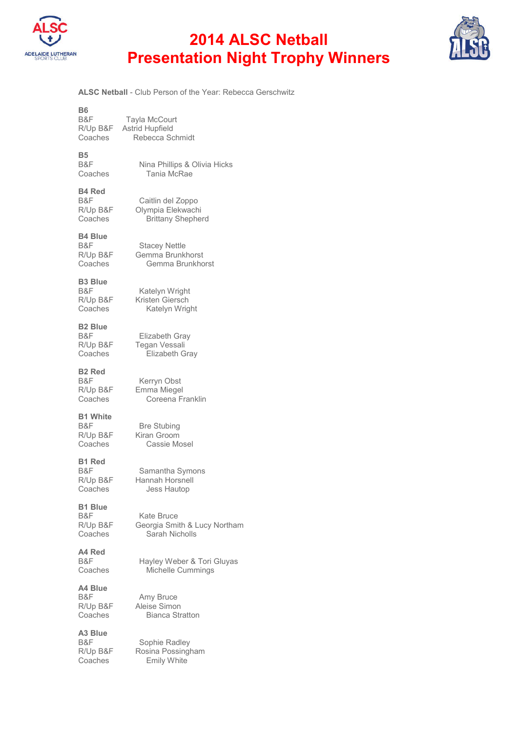# 2014 ALSC Netball
# Presentation Night Trophy Winners

**ALSC Netball** - Club Person of the Year: Rebecca Gerschwitz

**B6**
B&F Tayla McCourt
R/Up B&F Astrid Hupfield
Coaches Rebecca Schmidt

**B5**
B&F Nina Phillips & Olivia Hicks
Coaches Tania McRae

**B4 Red**
B&F Caitlin del Zoppo
R/Up B&F Olympia Elekwachi
Coaches Brittany Shepherd

**B4 Blue**
B&F Stacey Nettle
R/Up B&F Gemma Brunkhorst
Coaches Gemma Brunkhorst

**B3 Blue**
B&F Katelyn Wright
R/Up B&F Kristen Giersch
Coaches Katelyn Wright

**B2 Blue**
B&F Elizabeth Gray
R/Up B&F Tegan Vessali
Coaches Elizabeth Gray

**B2 Red**
B&F Kerryn Obst
R/Up B&F Emma Miegel
Coaches Coreena Franklin

**B1 White**
B&F Bre Stubing
R/Up B&F Kiran Groom
Coaches Cassie Mosel

**B1 Red**
B&F Samantha Symons
R/Up B&F Hannah Horsnell
Coaches Jess Hautop

**B1 Blue**
B&F Kate Bruce
R/Up B&F Georgia Smith & Lucy Northam
Coaches Sarah Nicholls

**A4 Red**
B&F Hayley Weber & Tori Gluyas
Coaches Michelle Cummings

**A4 Blue**
B&F Amy Bruce
R/Up B&F Aleise Simon
Coaches Bianca Stratton

**A3 Blue**
B&F Sophie Radley
R/Up B&F Rosina Possingham
Coaches Emily White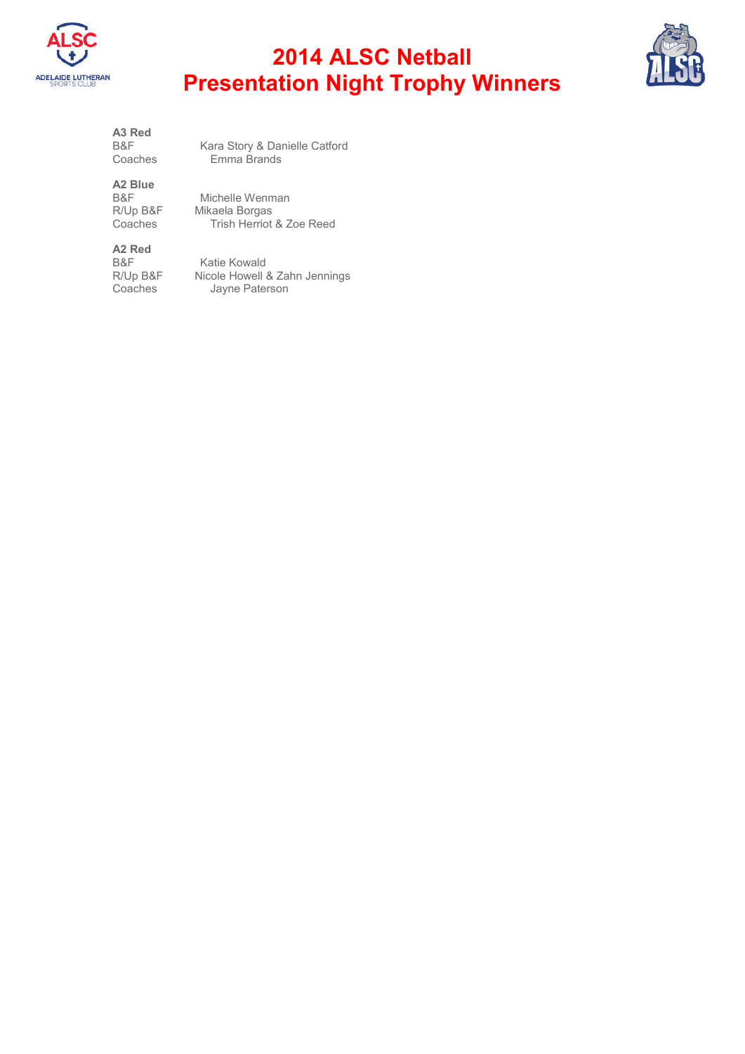# 2014 ALSC Netball
# Presentation Night Trophy Winners

**A3 Red**

| | |
|---|---|
| B&F | Kara Story & Danielle Catford |
| Coaches | Emma Brands |

**A2 Blue**

| | |
|---|---|
| B&F | Michelle Wenman |
| R/Up B&F | Mikaela Borgas |
| Coaches | Trish Herriot & Zoe Reed |

**A2 Red**

| | |
|---|---|
| B&F | Katie Kowald |
| R/Up B&F | Nicole Howell & Zahn Jennings |
| Coaches | Jayne Paterson |